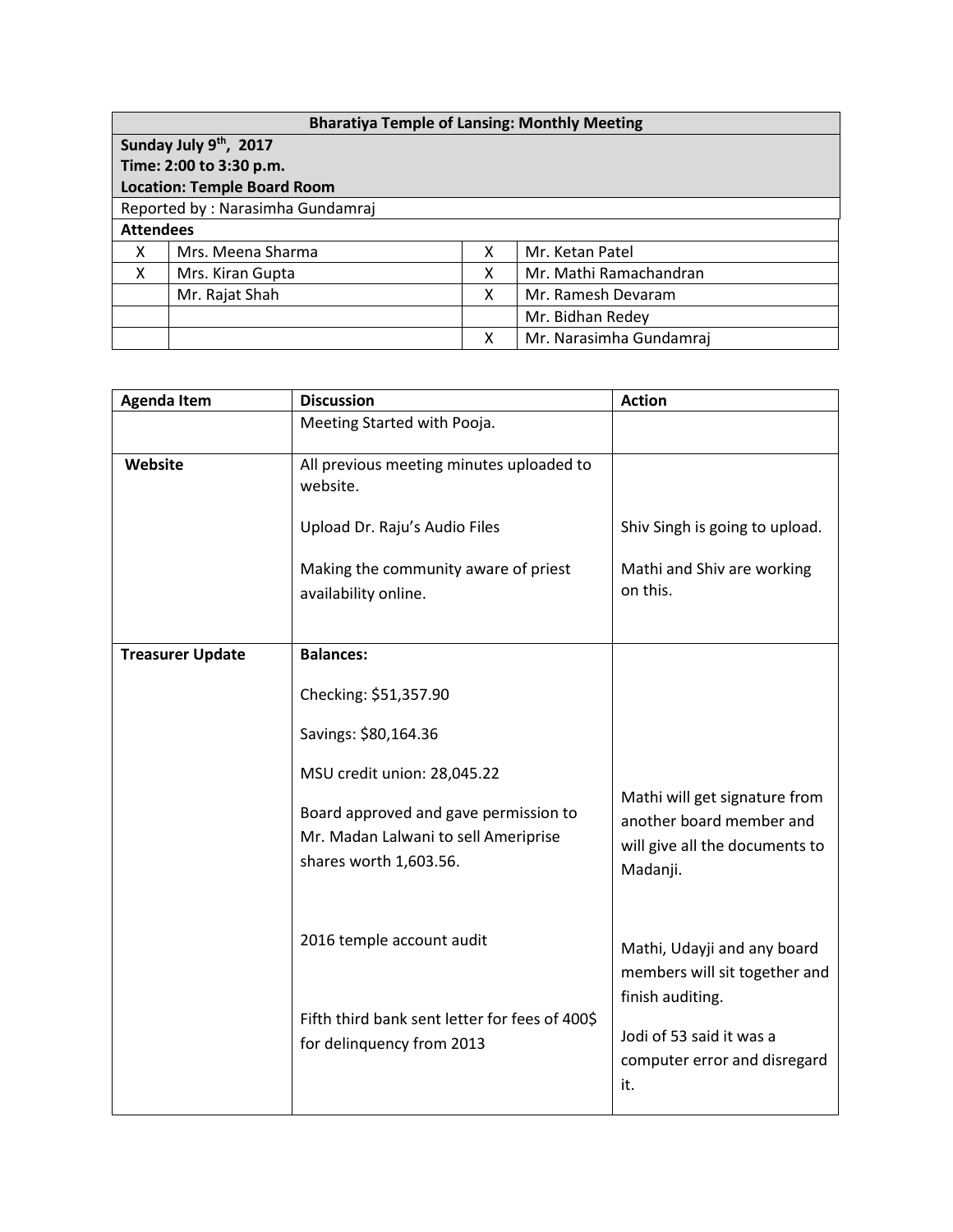| Bharatiya Temple of Lansing: Monthly Meeting | | | |
|---|---|---|---|
| **Sunday July 9th, 2017**<br>**Time: 2:00 to 3:30 p.m.**<br>**Location: Temple Board Room** | | | |
| Reported by : Narasimha Gundamraj | | | |
| **Attendees** | | | |
| X | Mrs. Meena Sharma | X | Mr. Ketan Patel |
| X | Mrs. Kiran Gupta | X | Mr. Mathi Ramachandran |
| | Mr. Rajat Shah | X | Mr. Ramesh Devaram |
| | | | Mr. Bidhan Redey |
| | | X | Mr. Narasimha Gundamraj |

| Agenda Item | Discussion | Action |
|---|---|---|
| | Meeting Started with Pooja. | |
| **Website** | All previous meeting minutes uploaded to website. | |
| | Upload Dr. Raju's Audio Files | Shiv Singh is going to upload. |
| | Making the community aware of priest availability online. | Mathi and Shiv are working on this. |
| **Treasurer Update** | **Balances:**<br><br>Checking: $51,357.90<br><br>Savings: $80,164.36<br><br>MSU credit union: 28,045.22 | |
| | Board approved and gave permission to Mr. Madan Lalwani to sell Ameriprise shares worth 1,603.56. | Mathi will get signature from another board member and will give all the documents to Madanji. |
| | 2016 temple account audit | Mathi, Udayji and any board members will sit together and finish auditing. |
| | Fifth third bank sent letter for fees of 400$ for delinquency from 2013 | Jodi of 53 said it was a computer error and disregard it. |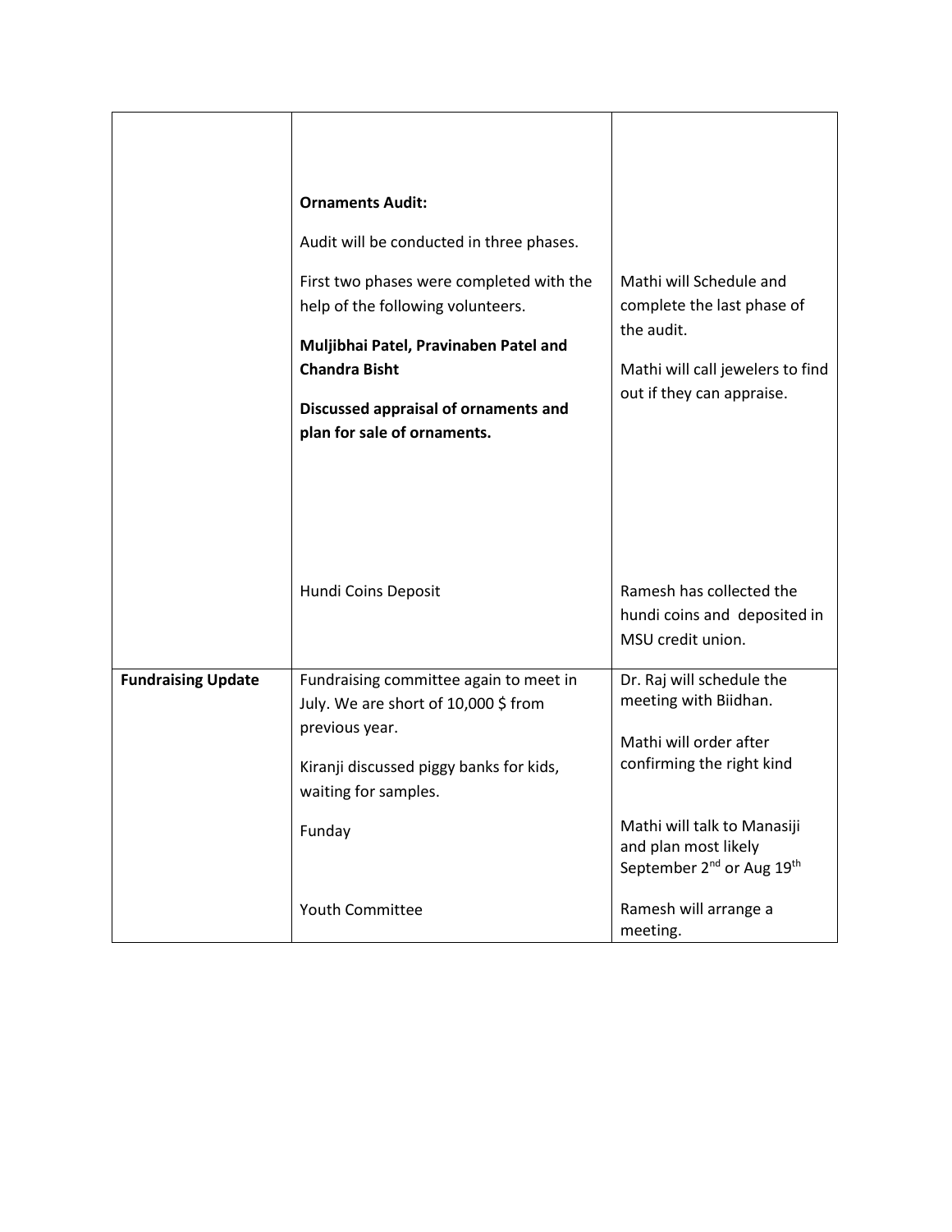| | | |
|---|---|---|
| | **Ornaments Audit:**<br><br>Audit will be conducted in three phases.<br><br>First two phases were completed with the help of the following volunteers.<br><br>**Muljibhai Patel, Pravinaben Patel and Chandra Bisht**<br><br>**Discussed appraisal of ornaments and plan for sale of ornaments.** | Mathi will Schedule and complete the last phase of the audit.<br><br>Mathi will call jewelers to find out if they can appraise. |
| | Hundi Coins Deposit | Ramesh has collected the hundi coins and deposited in MSU credit union. |
| **Fundraising Update** | Fundraising committee again to meet in July. We are short of 10,000 $ from previous year.<br><br>Kiranji discussed piggy banks for kids, waiting for samples.<br><br>Funday<br><br>Youth Committee | Dr. Raj will schedule the meeting with Biidhan.<br><br>Mathi will order after confirming the right kind<br><br>Mathi will talk to Manasiji and plan most likely September 2nd or Aug 19th<br><br>Ramesh will arrange a meeting. |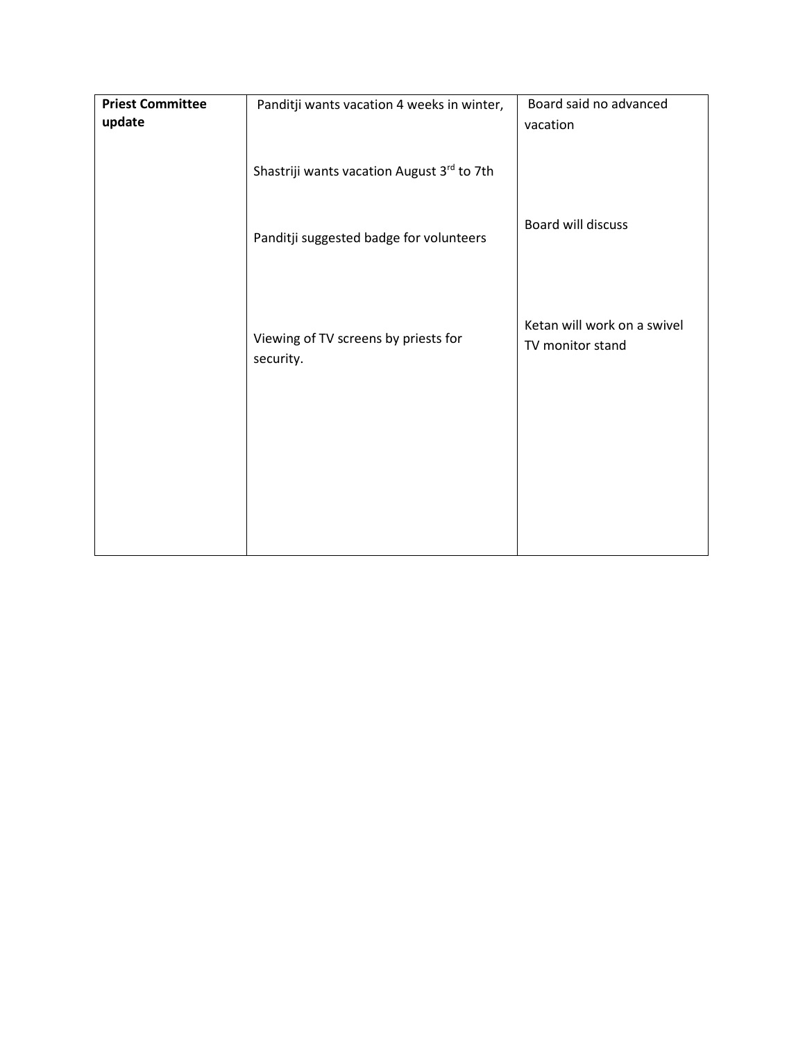| **Priest Committee update** | Panditji wants vacation 4 weeks in winter, | Board said no advanced vacation |
|---|---|---|
| | Shastriji wants vacation August 3rd to 7th | |
| | Panditji suggested badge for volunteers | Board will discuss |
| | Viewing of TV screens by priests for security. | Ketan will work on a swivel TV monitor stand |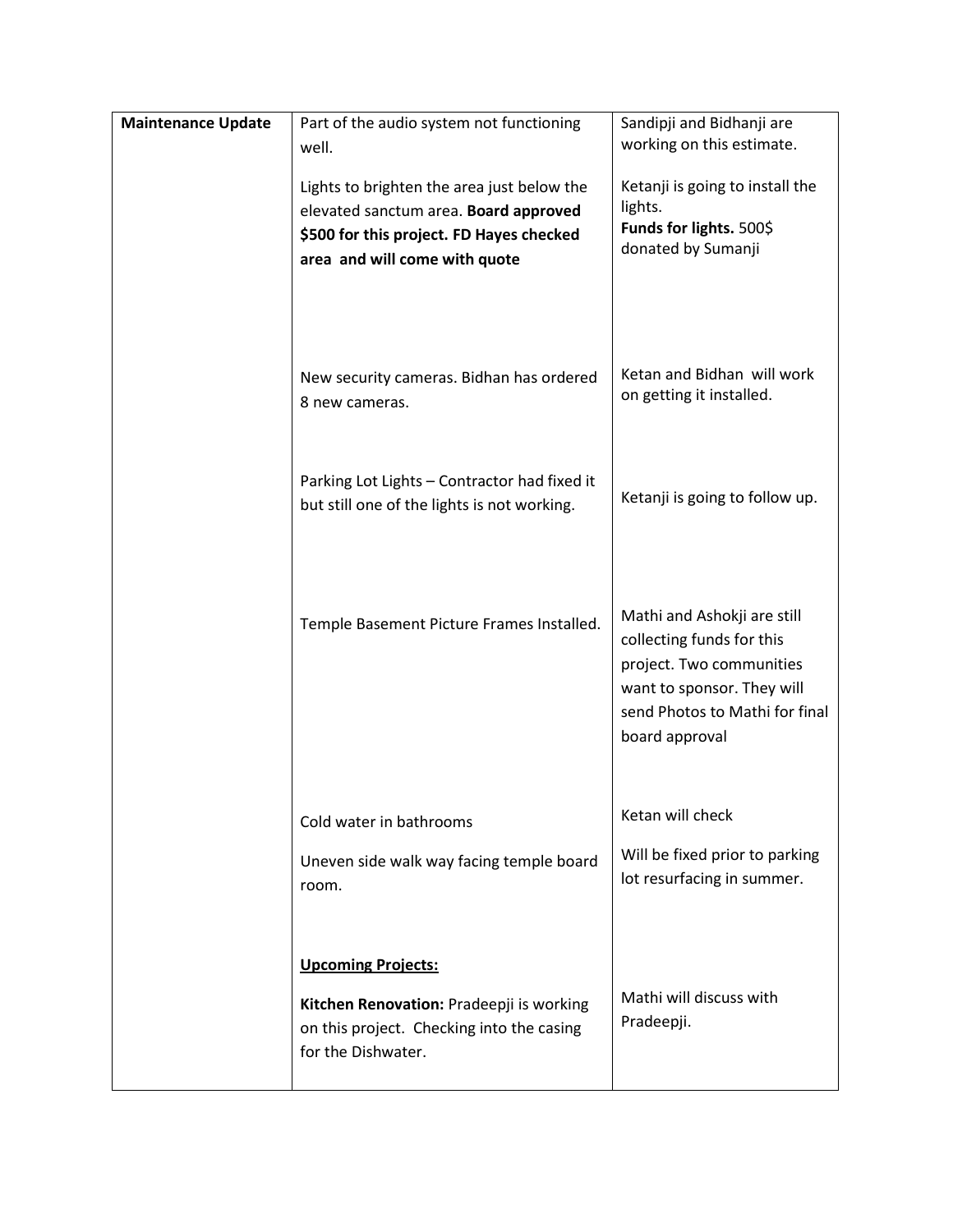| | | |
|---|---|---|
| **Maintenance Update** | Part of the audio system not functioning well. | Sandipji and Bidhanji are working on this estimate. |
| | Lights to brighten the area just below the elevated sanctum area. **Board approved \$500 for this project. FD Hayes checked area and will come with quote** | Ketanji is going to install the lights.<br>**Funds for lights.** 500\$ donated by Sumanji |
| | New security cameras. Bidhan has ordered 8 new cameras. | Ketan and Bidhan will work on getting it installed. |
| | Parking Lot Lights – Contractor had fixed it but still one of the lights is not working. | Ketanji is going to follow up. |
| | Temple Basement Picture Frames Installed. | Mathi and Ashokji are still collecting funds for this project. Two communities want to sponsor. They will send Photos to Mathi for final board approval |
| | Cold water in bathrooms | Ketan will check |
| | Uneven side walk way facing temple board room. | Will be fixed prior to parking lot resurfacing in summer. |
| | <u>**Upcoming Projects:**</u><br><br>**Kitchen Renovation:** Pradeepji is working on this project. Checking into the casing for the Dishwater. | Mathi will discuss with Pradeepji. |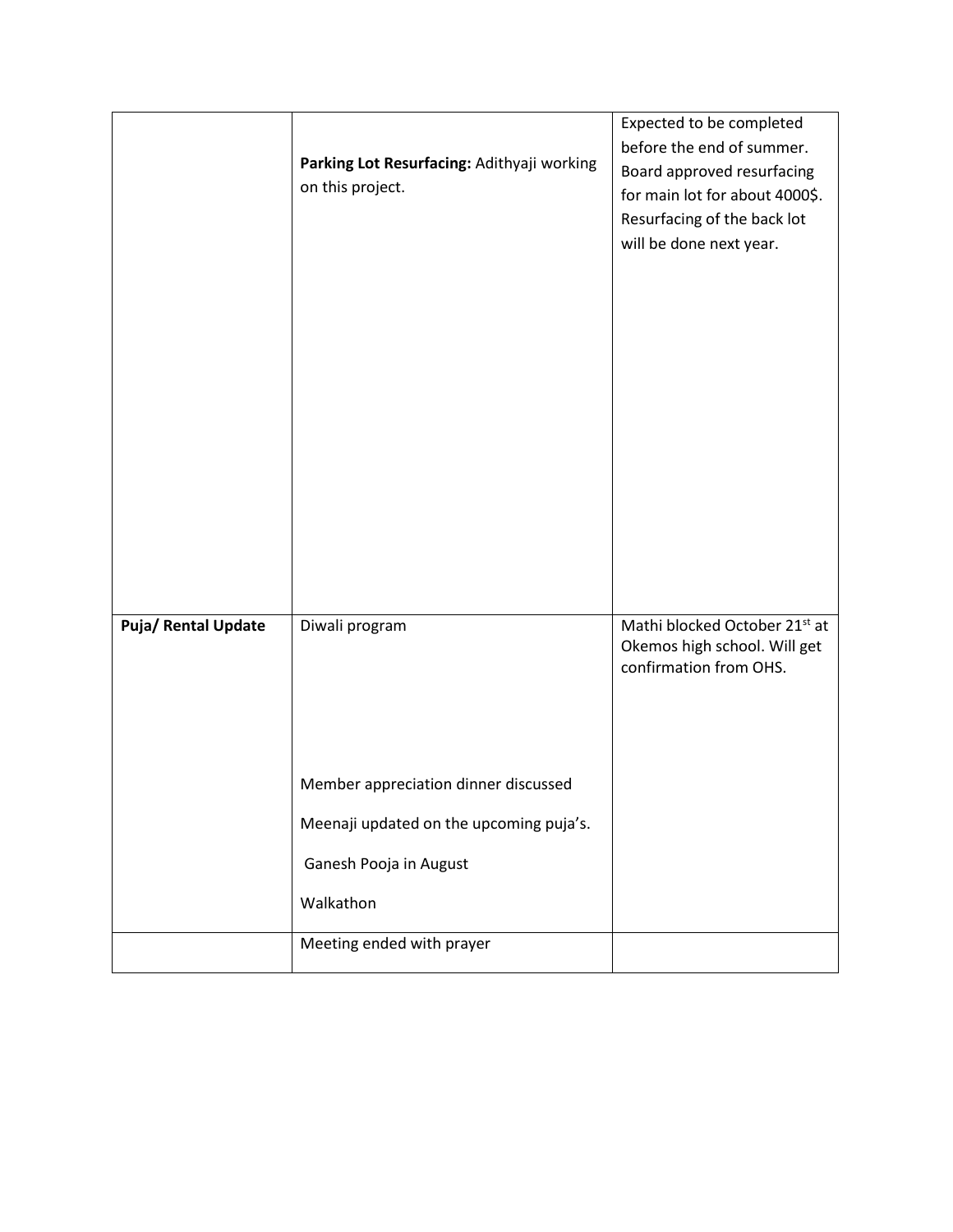| | | |
|---|---|---|
| | **Parking Lot Resurfacing:** Adithyaji working on this project. | Expected to be completed before the end of summer. Board approved resurfacing for main lot for about 4000$. Resurfacing of the back lot will be done next year. |
| **Puja/ Rental Update** | Diwali program<br><br>Member appreciation dinner discussed<br><br>Meenaji updated on the upcoming puja's.<br><br>Ganesh Pooja in August<br><br>Walkathon | Mathi blocked October 21st at Okemos high school. Will get confirmation from OHS. |
| | Meeting ended with prayer | |